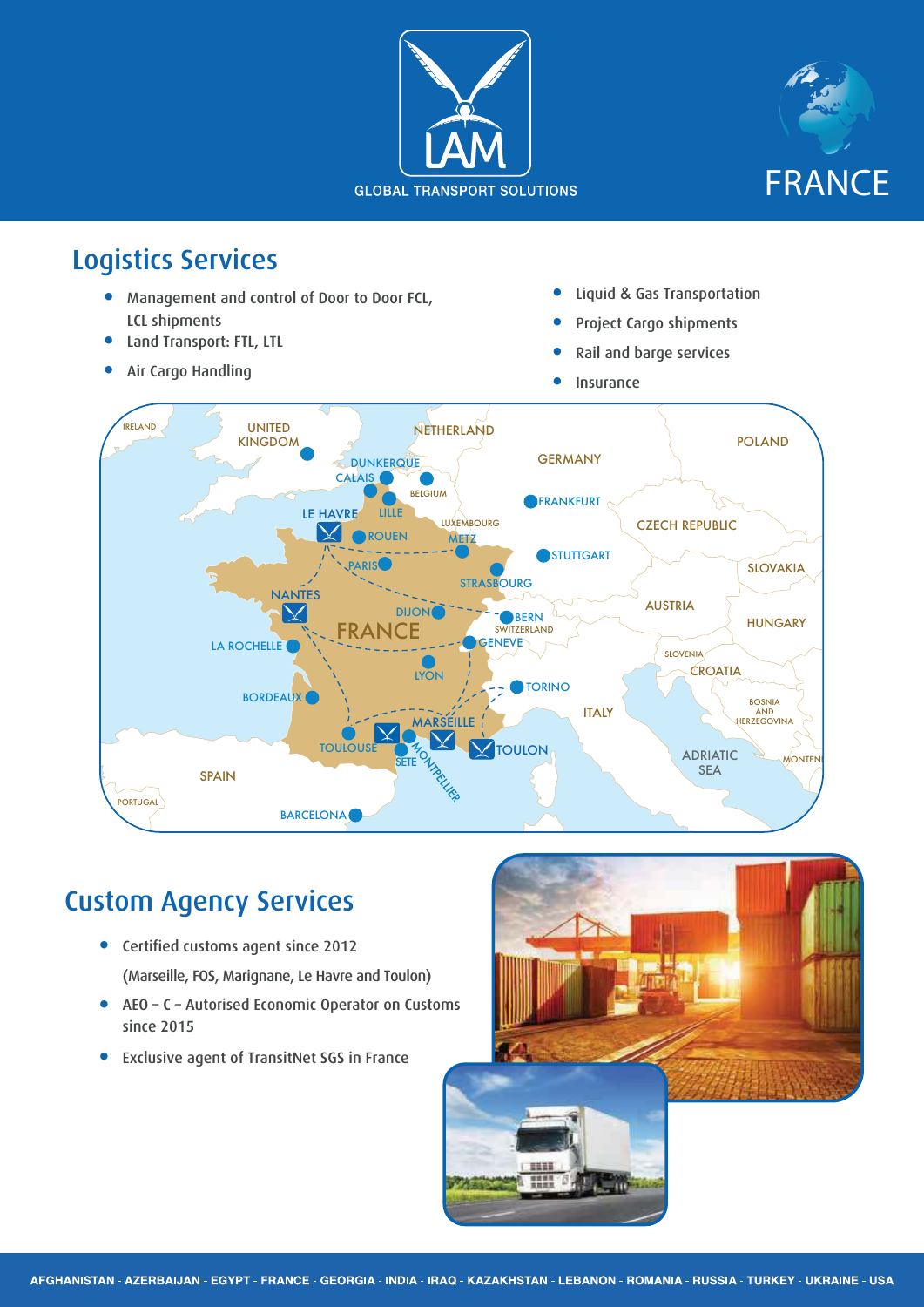LAM

GLOBAL TRANSPORT SOLUTIONS

FRANCE

## Logistics Services

- Management and control of Door to Door FCL, LCL shipments
- Land Transport: FTL, LTL
- Air Cargo Handling
- Liquid & Gas Transportation
- Project Cargo shipments
- Rail and barge services
- Insurance

## Custom Agency Services

- Certified customs agent since 2012 (Marseille, FOS, Marignane, Le Havre and Toulon)
- AEO – C – Autorised Economic Operator on Customs since 2015
- Exclusive agent of TransitNet SGS in France

AFGHANISTAN - AZERBAIJAN - EGYPT - FRANCE - GEORGIA - INDIA - IRAQ - KAZAKHSTAN - LEBANON - ROMANIA - RUSSIA - TURKEY - UKRAINE - USA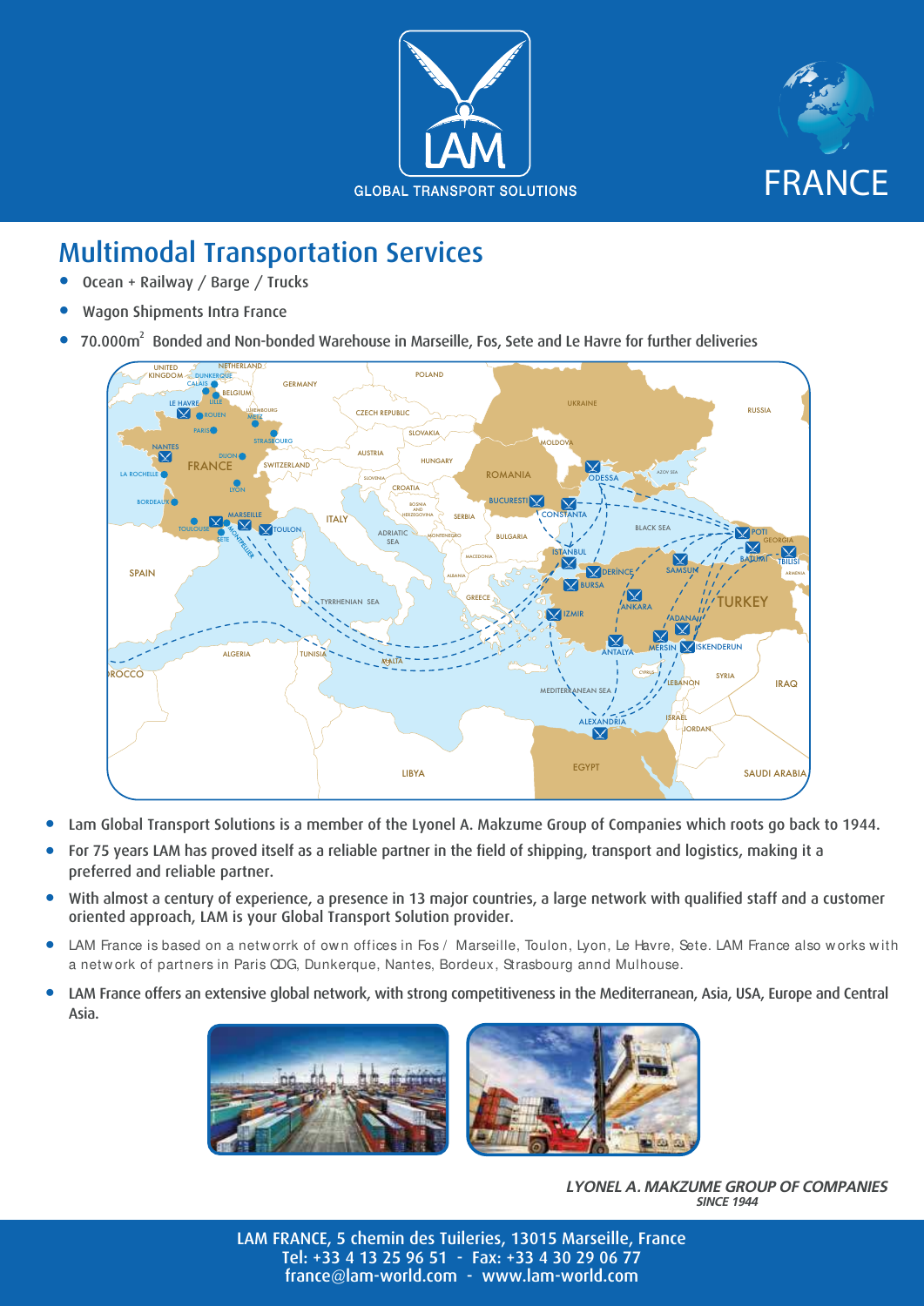GLOBAL TRANSPORT SOLUTIONS

FRANCE

## Multimodal Transportation Services

- Ocean + Railway / Barge / Trucks
- Wagon Shipments Intra France
- 70.000m[2] Bonded and Non-bonded Warehouse in Marseille, Fos, Sete and Le Havre for further deliveries

- Lam Global Transport Solutions is a member of the Lyonel A. Makzume Group of Companies which roots go back to 1944.
- For 75 years LAM has proved itself as a reliable partner in the field of shipping, transport and logistics, making it a preferred and reliable partner.
- With almost a century of experience, a presence in 13 major countries, a large network with qualified staff and a customer oriented approach, LAM is your Global Transport Solution provider.
- LAM France is based on a networrk of own offices in Fos / Marseille, Toulon, Lyon, Le Havre, Sete. LAM France also works with a network of partners in Paris CDG, Dunkerque, Nantes, Bordeux, Strasbourg annd Mulhouse.
- LAM France offers an extensive global network, with strong competitiveness in the Mediterranean, Asia, USA, Europe and Central Asia.

***LYONEL A. MAKZUME GROUP OF COMPANIES***
***SINCE 1944***

LAM FRANCE, 5 chemin des Tuileries, 13015 Marseille, France
Tel: +33 4 13 25 96 51 - Fax: +33 4 30 29 06 77
france@lam-world.com - www.lam-world.com